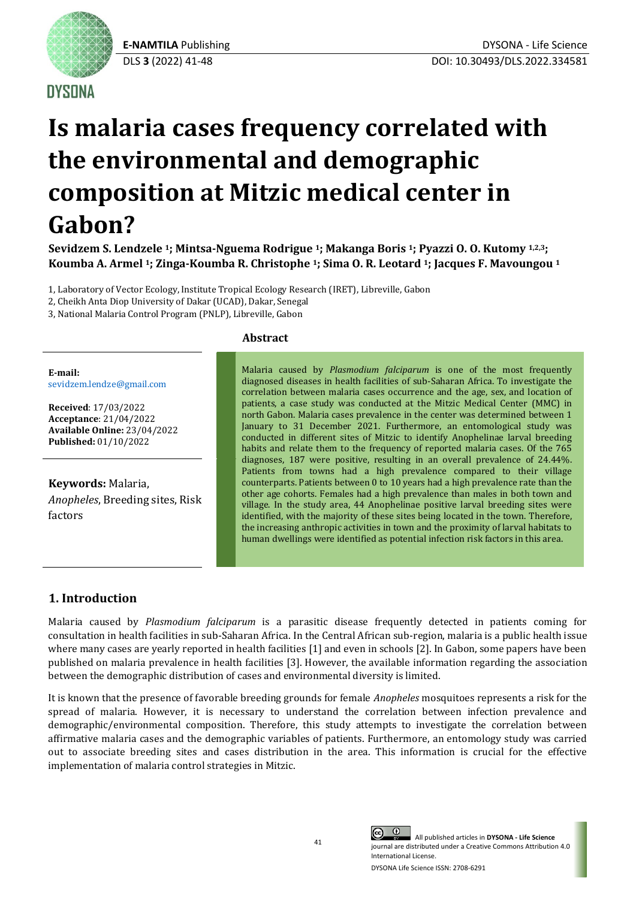# Is malaria cases frequency correlated with the environmental and demographic composition at Mitzic medical center in Gabon?

**Sevidzem S. Lendzele [1]; Mintsa-Nguema Rodrigue [1]; Makanga Boris [1]; Pyazzi O. O. Kutomy [1,2,3]; Koumba A. Armel [1]; Zinga-Koumba R. Christophe [1]; Sima O. R. Leotard [1]; Jacques F. Mavoungou [1]**

1, Laboratory of Vector Ecology, Institute Tropical Ecology Research (IRET), Libreville, Gabon

2, Cheikh Anta Diop University of Dakar (UCAD), Dakar, Senegal

3, National Malaria Control Program (PNLP), Libreville, Gabon

**E-mail:** sevidzem.lendze@gmail.com

**Received**: 17/03/2022
**Acceptance**: 21/04/2022
**Available Online:** 23/04/2022
**Published:** 01/10/2022

**Keywords:** Malaria, *Anopheles*, Breeding sites, Risk factors

## Abstract

Malaria caused by *Plasmodium falciparum* is one of the most frequently diagnosed diseases in health facilities of sub-Saharan Africa. To investigate the correlation between malaria cases occurrence and the age, sex, and location of patients, a case study was conducted at the Mitzic Medical Center (MMC) in north Gabon. Malaria cases prevalence in the center was determined between 1 January to 31 December 2021. Furthermore, an entomological study was conducted in different sites of Mitzic to identify Anophelinae larval breeding habits and relate them to the frequency of reported malaria cases. Of the 765 diagnoses, 187 were positive, resulting in an overall prevalence of 24.44%. Patients from towns had a high prevalence compared to their village counterparts. Patients between 0 to 10 years had a high prevalence rate than the other age cohorts. Females had a high prevalence than males in both town and village. In the study area, 44 Anophelinae positive larval breeding sites were identified, with the majority of these sites being located in the town. Therefore, the increasing anthropic activities in town and the proximity of larval habitats to human dwellings were identified as potential infection risk factors in this area.

## 1. Introduction

Malaria caused by *Plasmodium falciparum* is a parasitic disease frequently detected in patients coming for consultation in health facilities in sub-Saharan Africa. In the Central African sub-region, malaria is a public health issue where many cases are yearly reported in health facilities [1] and even in schools [2]. In Gabon, some papers have been published on malaria prevalence in health facilities [3]. However, the available information regarding the association between the demographic distribution of cases and environmental diversity is limited.

It is known that the presence of favorable breeding grounds for female *Anopheles* mosquitoes represents a risk for the spread of malaria. However, it is necessary to understand the correlation between infection prevalence and demographic/environmental composition. Therefore, this study attempts to investigate the correlation between affirmative malaria cases and the demographic variables of patients. Furthermore, an entomology study was carried out to associate breeding sites and cases distribution in the area. This information is crucial for the effective implementation of malaria control strategies in Mitzic.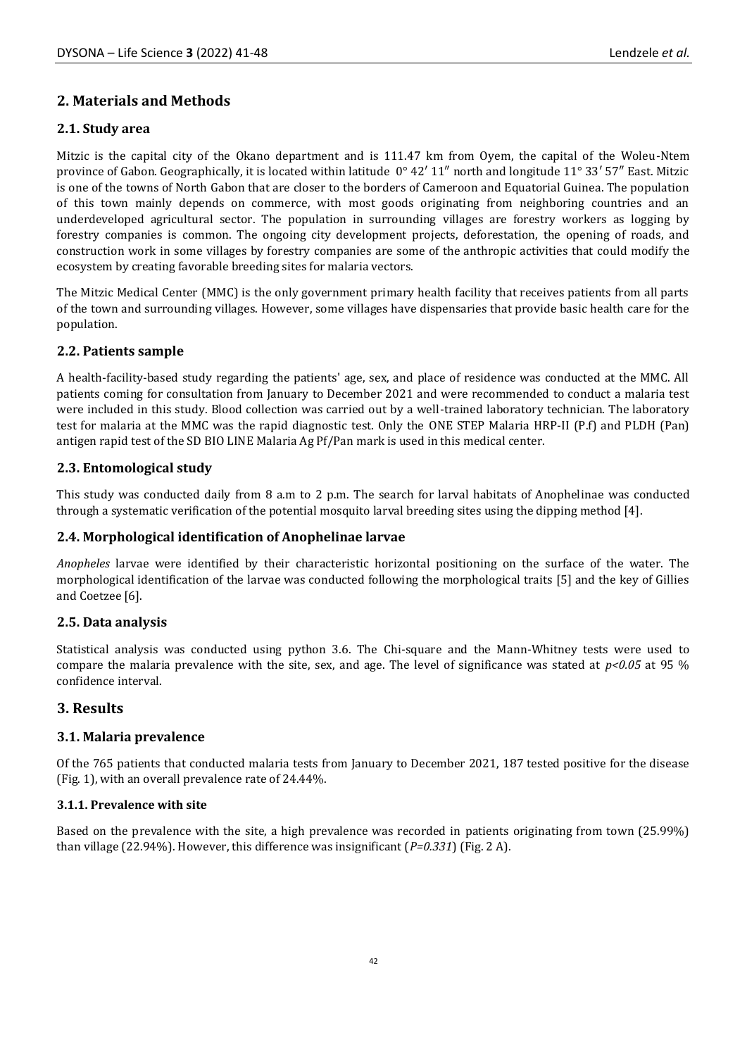## 2. Materials and Methods

### 2.1. Study area

Mitzic is the capital city of the Okano department and is 111.47 km from Oyem, the capital of the Woleu-Ntem province of Gabon. Geographically, it is located within latitude 0° 42′ 11″ north and longitude 11° 33′ 57″ East. Mitzic is one of the towns of North Gabon that are closer to the borders of Cameroon and Equatorial Guinea. The population of this town mainly depends on commerce, with most goods originating from neighboring countries and an underdeveloped agricultural sector. The population in surrounding villages are forestry workers as logging by forestry companies is common. The ongoing city development projects, deforestation, the opening of roads, and construction work in some villages by forestry companies are some of the anthropic activities that could modify the ecosystem by creating favorable breeding sites for malaria vectors.

The Mitzic Medical Center (MMC) is the only government primary health facility that receives patients from all parts of the town and surrounding villages. However, some villages have dispensaries that provide basic health care for the population.

### 2.2. Patients sample

A health-facility-based study regarding the patients' age, sex, and place of residence was conducted at the MMC. All patients coming for consultation from January to December 2021 and were recommended to conduct a malaria test were included in this study. Blood collection was carried out by a well-trained laboratory technician. The laboratory test for malaria at the MMC was the rapid diagnostic test. Only the ONE STEP Malaria HRP-II (P.f) and PLDH (Pan) antigen rapid test of the SD BIO LINE Malaria Ag Pf/Pan mark is used in this medical center.

### 2.3. Entomological study

This study was conducted daily from 8 a.m to 2 p.m. The search for larval habitats of Anophelinae was conducted through a systematic verification of the potential mosquito larval breeding sites using the dipping method [4].

### 2.4. Morphological identification of Anophelinae larvae

*Anopheles* larvae were identified by their characteristic horizontal positioning on the surface of the water. The morphological identification of the larvae was conducted following the morphological traits [5] and the key of Gillies and Coetzee [6].

### 2.5. Data analysis

Statistical analysis was conducted using python 3.6. The Chi-square and the Mann-Whitney tests were used to compare the malaria prevalence with the site, sex, and age. The level of significance was stated at $p<0.05$ at 95 % confidence interval.

## 3. Results

### 3.1. Malaria prevalence

Of the 765 patients that conducted malaria tests from January to December 2021, 187 tested positive for the disease (Fig. 1), with an overall prevalence rate of 24.44%.

#### 3.1.1. Prevalence with site

Based on the prevalence with the site, a high prevalence was recorded in patients originating from town (25.99%) than village (22.94%). However, this difference was insignificant ($P=0.331$) (Fig. 2 A).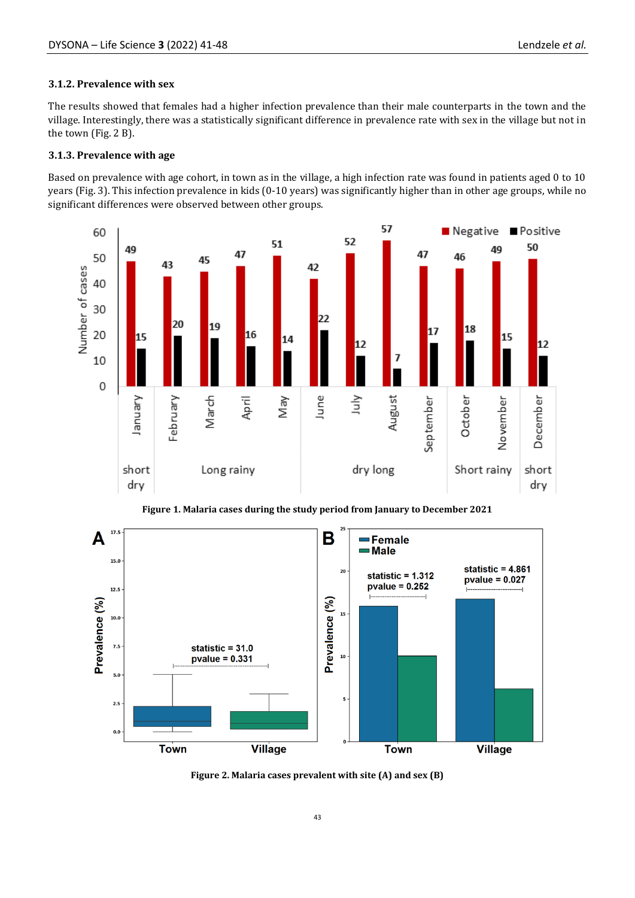### 3.1.2. Prevalence with sex

The results showed that females had a higher infection prevalence than their male counterparts in the town and the village. Interestingly, there was a statistically significant difference in prevalence rate with sex in the village but not in the town (Fig. 2 B).

### 3.1.3. Prevalence with age

Based on prevalence with age cohort, in town as in the village, a high infection rate was found in patients aged 0 to 10 years (Fig. 3). This infection prevalence in kids (0-10 years) was significantly higher than in other age groups, while no significant differences were observed between other groups.

Negative
Positive
Number of cases
60
50
40
30
20
10
0
49
15
43
20
45
19
47
16
51
14
42
22
52
12
57
7
47
17
46
18
49
15
50
12
January
February
March
April
May
June
July
August
September
October
November
December
short dry
Long rainy
dry long
Short rainy
short dry

**Figure 1. Malaria cases during the study period from January to December 2021**

A
Prevalence (%)
17.5
15.0
12.5
10.0
7.5
5.0
2.5
0.0
statistic = 31.0
pvalue = 0.331
Town
Village

B
Female
Male
Prevalence (%)
25
20
15
10
5
0
statistic = 1.312
pvalue = 0.252
statistic = 4.861
pvalue = 0.027
Town
Village

**Figure 2. Malaria cases prevalent with site (A) and sex (B)**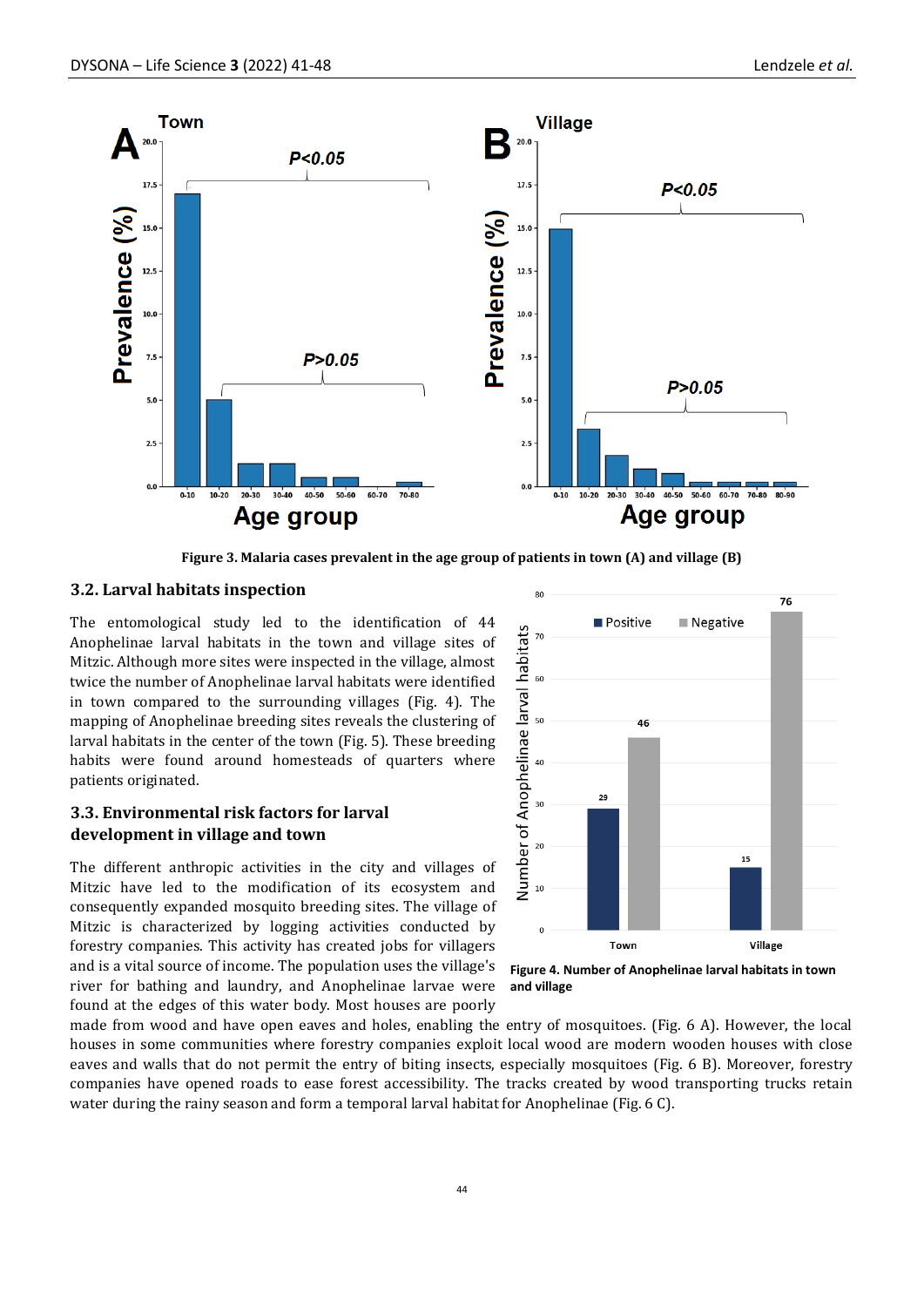**Town**

**A**

20.0
17.5
15.0
12.5
10.0
7.5
5.0
2.5
0.0

*P<0.05*

*P>0.05*

**Prevalence (%)**

0-10 10-20 20-30 30-40 40-50 50-60 60-70 70-80

**Age group**

**Village**

**B**

20.0
17.5
15.0
12.5
10.0
7.5
5.0
2.5
0.0

*P<0.05*

*P>0.05*

**Prevalence (%)**

0-10 10-20 20-30 30-40 40-50 50-60 60-70 70-80 80-90

**Age group**

**Figure 3. Malaria cases prevalent in the age group of patients in town (A) and village (B)**

### 3.2. Larval habitats inspection

The entomological study led to the identification of 44 Anophelinae larval habitats in the town and village sites of Mitzic. Although more sites were inspected in the village, almost twice the number of Anophelinae larval habitats were identified in town compared to the surrounding villages (Fig. 4). The mapping of Anophelinae breeding sites reveals the clustering of larval habitats in the center of the town (Fig. 5). These breeding habits were found around homesteads of quarters where patients originated.

Positive
Negative

Number of Anophelinae larval habitats

80
70
60
50
40
30
20
10
0

29
46
15
76

Town
Village

**Figure 4. Number of Anophelinae larval habitats in town and village**

### 3.3. Environmental risk factors for larval development in village and town

The different anthropic activities in the city and villages of Mitzic have led to the modification of its ecosystem and consequently expanded mosquito breeding sites. The village of Mitzic is characterized by logging activities conducted by forestry companies. This activity has created jobs for villagers and is a vital source of income. The population uses the village's river for bathing and laundry, and Anophelinae larvae were found at the edges of this water body. Most houses are poorly made from wood and have open eaves and holes, enabling the entry of mosquitoes. (Fig. 6 A). However, the local houses in some communities where forestry companies exploit local wood are modern wooden houses with close eaves and walls that do not permit the entry of biting insects, especially mosquitoes (Fig. 6 B). Moreover, forestry companies have opened roads to ease forest accessibility. The tracks created by wood transporting trucks retain water during the rainy season and form a temporal larval habitat for Anophelinae (Fig. 6 C).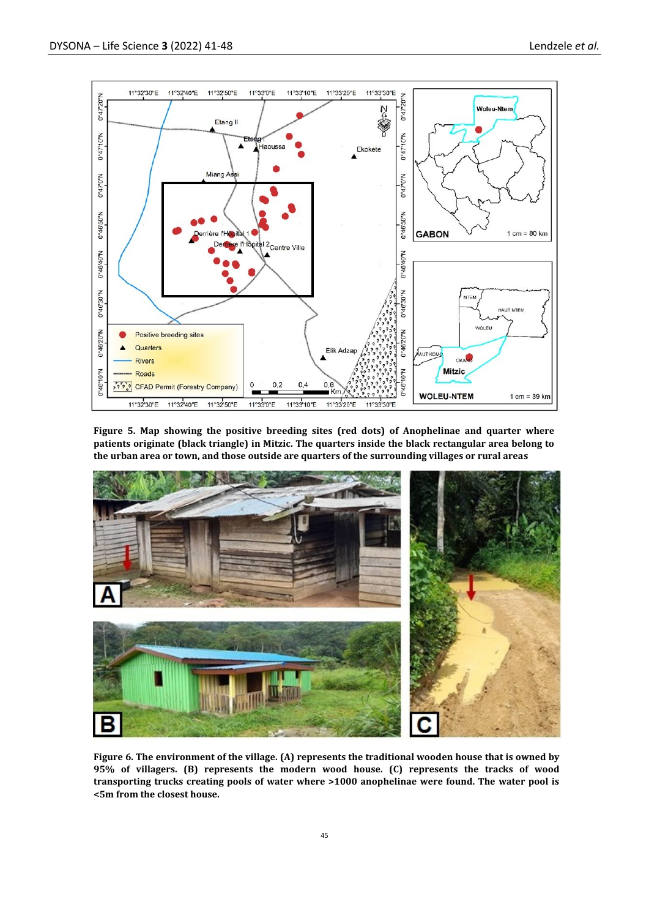**Figure 5. Map showing the positive breeding sites (red dots) of Anophelinae and quarter where patients originate (black triangle) in Mitzic. The quarters inside the black rectangular area belong to the urban area or town, and those outside are quarters of the surrounding villages or rural areas**

**Figure 6. The environment of the village. (A) represents the traditional wooden house that is owned by 95% of villagers. (B) represents the modern wood house. (C) represents the tracks of wood transporting trucks creating pools of water where >1000 anophelinae were found. The water pool is <5m from the closest house.**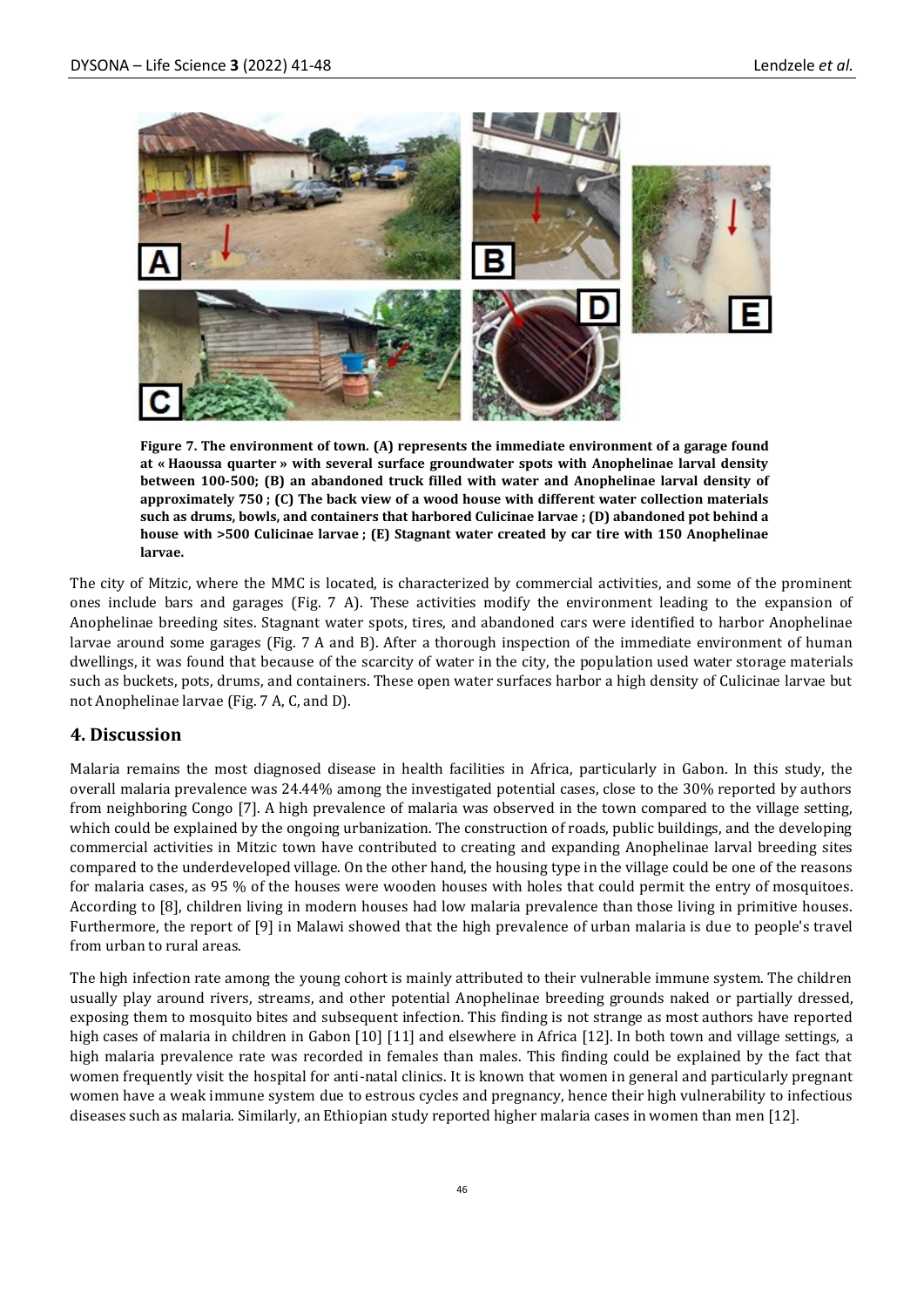**Figure 7. The environment of town. (A) represents the immediate environment of a garage found at « Haoussa quarter » with several surface groundwater spots with Anophelinae larval density between 100-500; (B) an abandoned truck filled with water and Anophelinae larval density of approximately 750 ; (C) The back view of a wood house with different water collection materials such as drums, bowls, and containers that harbored Culicinae larvae ; (D) abandoned pot behind a house with >500 Culicinae larvae ; (E) Stagnant water created by car tire with 150 Anophelinae larvae.**

The city of Mitzic, where the MMC is located, is characterized by commercial activities, and some of the prominent ones include bars and garages (Fig. 7 A). These activities modify the environment leading to the expansion of Anophelinae breeding sites. Stagnant water spots, tires, and abandoned cars were identified to harbor Anophelinae larvae around some garages (Fig. 7 A and B). After a thorough inspection of the immediate environment of human dwellings, it was found that because of the scarcity of water in the city, the population used water storage materials such as buckets, pots, drums, and containers. These open water surfaces harbor a high density of Culicinae larvae but not Anophelinae larvae (Fig. 7 A, C, and D).

## 4. Discussion

Malaria remains the most diagnosed disease in health facilities in Africa, particularly in Gabon. In this study, the overall malaria prevalence was 24.44% among the investigated potential cases, close to the 30% reported by authors from neighboring Congo [7]. A high prevalence of malaria was observed in the town compared to the village setting, which could be explained by the ongoing urbanization. The construction of roads, public buildings, and the developing commercial activities in Mitzic town have contributed to creating and expanding Anophelinae larval breeding sites compared to the underdeveloped village. On the other hand, the housing type in the village could be one of the reasons for malaria cases, as 95 % of the houses were wooden houses with holes that could permit the entry of mosquitoes. According to [8], children living in modern houses had low malaria prevalence than those living in primitive houses. Furthermore, the report of [9] in Malawi showed that the high prevalence of urban malaria is due to people's travel from urban to rural areas.

The high infection rate among the young cohort is mainly attributed to their vulnerable immune system. The children usually play around rivers, streams, and other potential Anophelinae breeding grounds naked or partially dressed, exposing them to mosquito bites and subsequent infection. This finding is not strange as most authors have reported high cases of malaria in children in Gabon [10] [11] and elsewhere in Africa [12]. In both town and village settings, a high malaria prevalence rate was recorded in females than males. This finding could be explained by the fact that women frequently visit the hospital for anti-natal clinics. It is known that women in general and particularly pregnant women have a weak immune system due to estrous cycles and pregnancy, hence their high vulnerability to infectious diseases such as malaria. Similarly, an Ethiopian study reported higher malaria cases in women than men [12].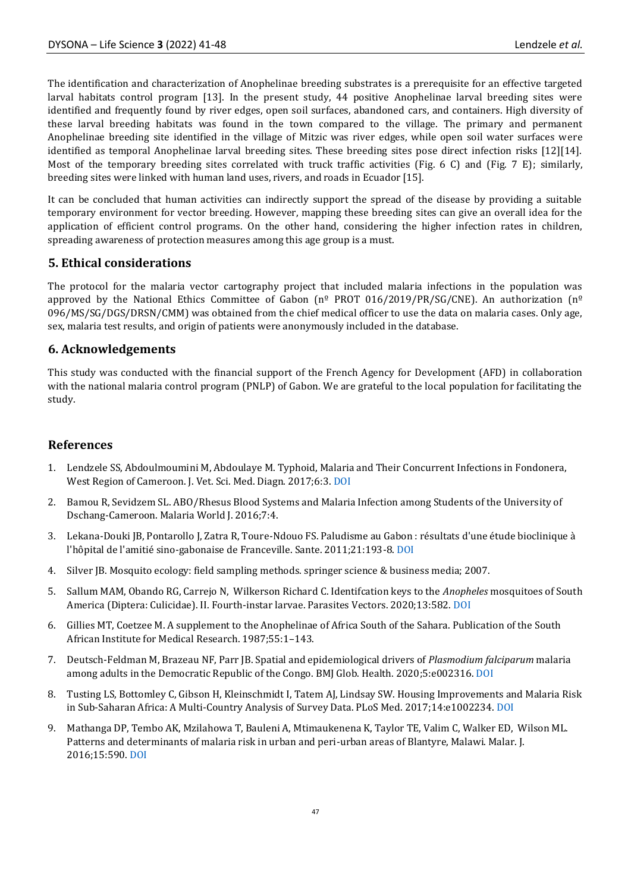The identification and characterization of Anophelinae breeding substrates is a prerequisite for an effective targeted larval habitats control program [13]. In the present study, 44 positive Anophelinae larval breeding sites were identified and frequently found by river edges, open soil surfaces, abandoned cars, and containers. High diversity of these larval breeding habitats was found in the town compared to the village. The primary and permanent Anophelinae breeding site identified in the village of Mitzic was river edges, while open soil water surfaces were identified as temporal Anophelinae larval breeding sites. These breeding sites pose direct infection risks [12][14]. Most of the temporary breeding sites correlated with truck traffic activities (Fig. 6 C) and (Fig. 7 E); similarly, breeding sites were linked with human land uses, rivers, and roads in Ecuador [15].

It can be concluded that human activities can indirectly support the spread of the disease by providing a suitable temporary environment for vector breeding. However, mapping these breeding sites can give an overall idea for the application of efficient control programs. On the other hand, considering the higher infection rates in children, spreading awareness of protection measures among this age group is a must.

## 5. Ethical considerations

The protocol for the malaria vector cartography project that included malaria infections in the population was approved by the National Ethics Committee of Gabon (nº PROT 016/2019/PR/SG/CNE). An authorization (nº 096/MS/SG/DGS/DRSN/CMM) was obtained from the chief medical officer to use the data on malaria cases. Only age, sex, malaria test results, and origin of patients were anonymously included in the database.

## 6. Acknowledgements

This study was conducted with the financial support of the French Agency for Development (AFD) in collaboration with the national malaria control program (PNLP) of Gabon. We are grateful to the local population for facilitating the study.

## References

1. Lendzele SS, Abdoulmoumini M, Abdoulaye M. Typhoid, Malaria and Their Concurrent Infections in Fondonera, West Region of Cameroon. J. Vet. Sci. Med. Diagn. 2017;6:3. DOI
2. Bamou R, Sevidzem SL. ABO/Rhesus Blood Systems and Malaria Infection among Students of the University of Dschang-Cameroon. Malaria World J. 2016;7:4.
3. Lekana-Douki JB, Pontarollo J, Zatra R, Toure-Ndouo FS. Paludisme au Gabon : résultats d'une étude bioclinique à l'hôpital de l'amitié sino-gabonaise de Franceville. Sante. 2011;21:193-8. DOI
4. Silver JB. Mosquito ecology: field sampling methods. springer science & business media; 2007.
5. Sallum MAM, Obando RG, Carrejo N, Wilkerson Richard C. Identifcation keys to the *Anopheles* mosquitoes of South America (Diptera: Culicidae). II. Fourth-instar larvae. Parasites Vectors. 2020;13:582. DOI
6. Gillies MT, Coetzee M. A supplement to the Anophelinae of Africa South of the Sahara. Publication of the South African Institute for Medical Research. 1987;55:1–143.
7. Deutsch-Feldman M, Brazeau NF, Parr JB. Spatial and epidemiological drivers of *Plasmodium falciparum* malaria among adults in the Democratic Republic of the Congo. BMJ Glob. Health. 2020;5:e002316. DOI
8. Tusting LS, Bottomley C, Gibson H, Kleinschmidt I, Tatem AJ, Lindsay SW. Housing Improvements and Malaria Risk in Sub-Saharan Africa: A Multi-Country Analysis of Survey Data. PLoS Med. 2017;14:e1002234. DOI
9. Mathanga DP, Tembo AK, Mzilahowa T, Bauleni A, Mtimaukenena K, Taylor TE, Valim C, Walker ED, Wilson ML. Patterns and determinants of malaria risk in urban and peri-urban areas of Blantyre, Malawi. Malar. J. 2016;15:590. DOI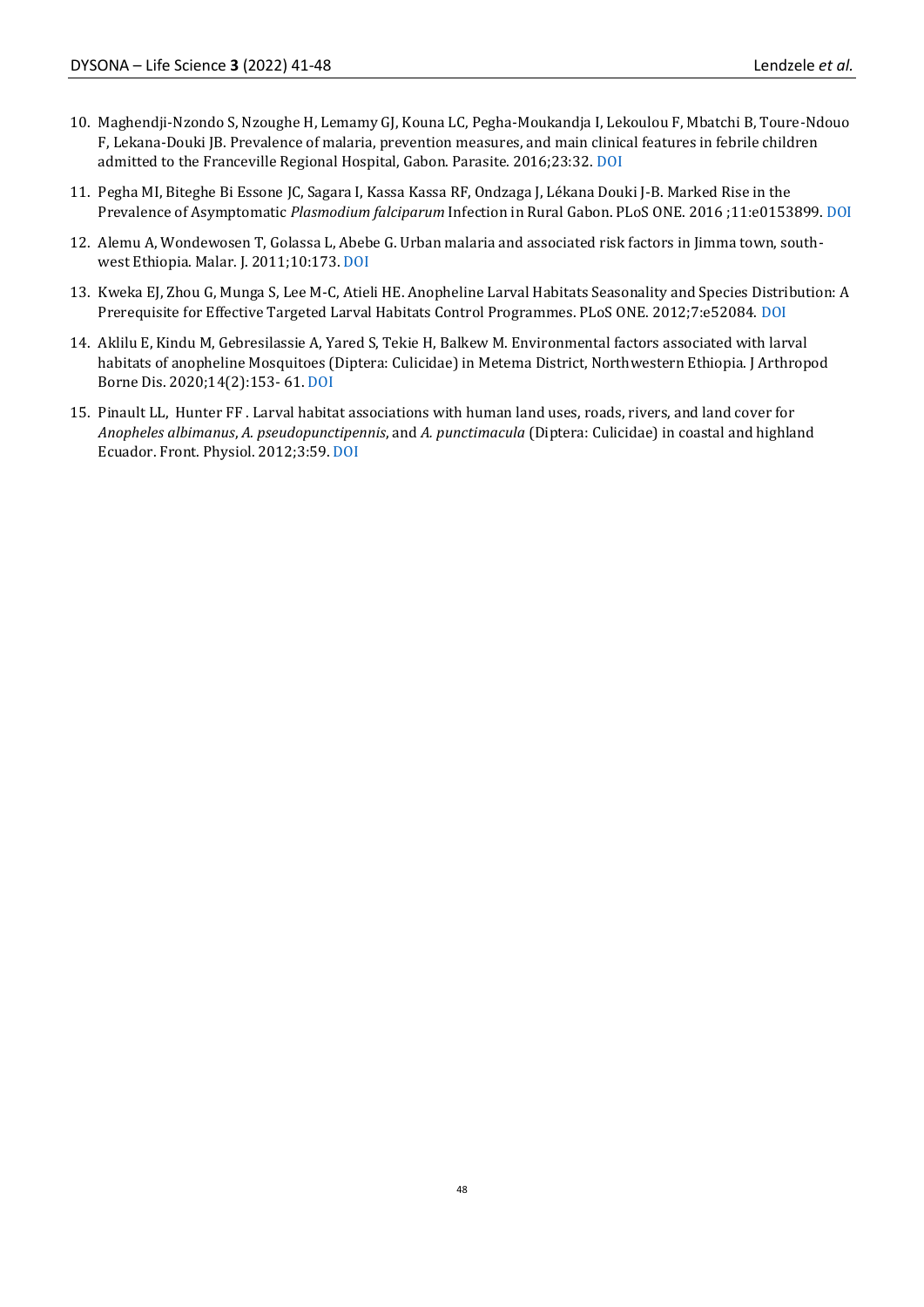10. Maghendji-Nzondo S, Nzoughe H, Lemamy GJ, Kouna LC, Pegha-Moukandja I, Lekoulou F, Mbatchi B, Toure-Ndouo F, Lekana-Douki JB. Prevalence of malaria, prevention measures, and main clinical features in febrile children admitted to the Franceville Regional Hospital, Gabon. Parasite. 2016;23:32. DOI

11. Pegha MI, Biteghe Bi Essone JC, Sagara I, Kassa Kassa RF, Ondzaga J, Lékana Douki J-B. Marked Rise in the Prevalence of Asymptomatic *Plasmodium falciparum* Infection in Rural Gabon. PLoS ONE. 2016 ;11:e0153899. DOI

12. Alemu A, Wondewosen T, Golassa L, Abebe G. Urban malaria and associated risk factors in Jimma town, south-west Ethiopia. Malar. J. 2011;10:173. DOI

13. Kweka EJ, Zhou G, Munga S, Lee M-C, Atieli HE. Anopheline Larval Habitats Seasonality and Species Distribution: A Prerequisite for Effective Targeted Larval Habitats Control Programmes. PLoS ONE. 2012;7:e52084. DOI

14. Aklilu E, Kindu M, Gebresilassie A, Yared S, Tekie H, Balkew M. Environmental factors associated with larval habitats of anopheline Mosquitoes (Diptera: Culicidae) in Metema District, Northwestern Ethiopia. J Arthropod Borne Dis. 2020;14(2):153- 61. DOI

15. Pinault LL, Hunter FF . Larval habitat associations with human land uses, roads, rivers, and land cover for *Anopheles albimanus*, *A. pseudopunctipennis*, and *A. punctimacula* (Diptera: Culicidae) in coastal and highland Ecuador. Front. Physiol. 2012;3:59. DOI